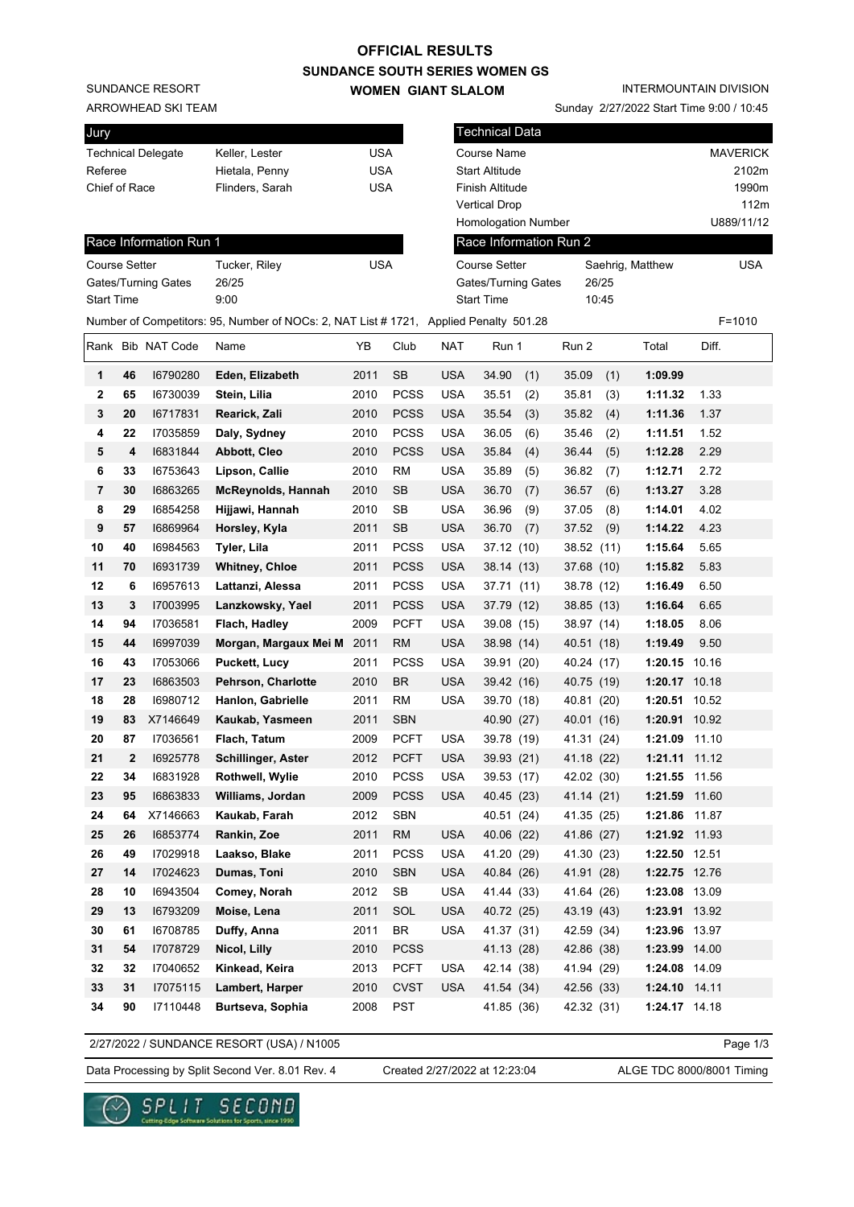# OFFICIAL RESULTS
## SUNDANCE SOUTH SERIES WOMEN GS
### WOMEN GIANT SLALOM

SUNDANCE RESORT
ARROWHEAD SKI TEAM

INTERMOUNTAIN DIVISION
Sunday 2/27/2022 Start Time 9:00 / 10:45

| Jury | | |
|---|---|---|
| Technical Delegate | Keller, Lester | USA |
| Referee | Hietala, Penny | USA |
| Chief of Race | Flinders, Sarah | USA |

| Technical Data | |
|---|---|
| Course Name | MAVERICK |
| Start Altitude | 2102m |
| Finish Altitude | 1990m |
| Vertical Drop | 112m |
| Homologation Number | U889/11/12 |

| Race Information Run 1 | | |
|---|---|---|
| Course Setter | Tucker, Riley | USA |
| Gates/Turning Gates | 26/25 | |
| Start Time | 9:00 | |

| Race Information Run 2 | | |
|---|---|---|
| Course Setter | Saehrig, Matthew | USA |
| Gates/Turning Gates | 26/25 | |
| Start Time | 10:45 | |

Number of Competitors: 95, Number of NOCs: 2, NAT List # 1721, Applied Penalty 501.28 F=1010

| Rank | Bib | NAT Code | Name | YB | Club | NAT | Run 1 | Run 2 | Total | Diff. |
|---|---|---|---|---|---|---|---|---|---|---|
| 1 | 46 | I6790280 | **Eden, Elizabeth** | 2011 | SB | USA | 34.90 (1) | 35.09 (1) | **1:09.99** | |
| 2 | 65 | I6730039 | **Stein, Lilia** | 2010 | PCSS | USA | 35.51 (2) | 35.81 (3) | **1:11.32** | 1.33 |
| 3 | 20 | I6717831 | **Rearick, Zali** | 2010 | PCSS | USA | 35.54 (3) | 35.82 (4) | **1:11.36** | 1.37 |
| 4 | 22 | I7035859 | **Daly, Sydney** | 2010 | PCSS | USA | 36.05 (6) | 35.46 (2) | **1:11.51** | 1.52 |
| 5 | 4 | I6831844 | **Abbott, Cleo** | 2010 | PCSS | USA | 35.84 (4) | 36.44 (5) | **1:12.28** | 2.29 |
| 6 | 33 | I6753643 | **Lipson, Callie** | 2010 | RM | USA | 35.89 (5) | 36.82 (7) | **1:12.71** | 2.72 |
| 7 | 30 | I6863265 | **McReynolds, Hannah** | 2010 | SB | USA | 36.70 (7) | 36.57 (6) | **1:13.27** | 3.28 |
| 8 | 29 | I6854258 | **Hijjawi, Hannah** | 2010 | SB | USA | 36.96 (9) | 37.05 (8) | **1:14.01** | 4.02 |
| 9 | 57 | I6869964 | **Horsley, Kyla** | 2011 | SB | USA | 36.70 (7) | 37.52 (9) | **1:14.22** | 4.23 |
| 10 | 40 | I6984563 | **Tyler, Lila** | 2011 | PCSS | USA | 37.12 (10) | 38.52 (11) | **1:15.64** | 5.65 |
| 11 | 70 | I6931739 | **Whitney, Chloe** | 2011 | PCSS | USA | 38.14 (13) | 37.68 (10) | **1:15.82** | 5.83 |
| 12 | 6 | I6957613 | **Lattanzi, Alessa** | 2011 | PCSS | USA | 37.71 (11) | 38.78 (12) | **1:16.49** | 6.50 |
| 13 | 3 | I7003995 | **Lanzkowsky, Yael** | 2011 | PCSS | USA | 37.79 (12) | 38.85 (13) | **1:16.64** | 6.65 |
| 14 | 94 | I7036581 | **Flach, Hadley** | 2009 | PCFT | USA | 39.08 (15) | 38.97 (14) | **1:18.05** | 8.06 |
| 15 | 44 | I6997039 | **Morgan, Margaux Mei M** | 2011 | RM | USA | 38.98 (14) | 40.51 (18) | **1:19.49** | 9.50 |
| 16 | 43 | I7053066 | **Puckett, Lucy** | 2011 | PCSS | USA | 39.91 (20) | 40.24 (17) | **1:20.15** | 10.16 |
| 17 | 23 | I6863503 | **Pehrson, Charlotte** | 2010 | BR | USA | 39.42 (16) | 40.75 (19) | **1:20.17** | 10.18 |
| 18 | 28 | I6980712 | **Hanlon, Gabrielle** | 2011 | RM | USA | 39.70 (18) | 40.81 (20) | **1:20.51** | 10.52 |
| 19 | 83 | X7146649 | **Kaukab, Yasmeen** | 2011 | SBN | | 40.90 (27) | 40.01 (16) | **1:20.91** | 10.92 |
| 20 | 87 | I7036561 | **Flach, Tatum** | 2009 | PCFT | USA | 39.78 (19) | 41.31 (24) | **1:21.09** | 11.10 |
| 21 | 2 | I6925778 | **Schillinger, Aster** | 2012 | PCFT | USA | 39.93 (21) | 41.18 (22) | **1:21.11** | 11.12 |
| 22 | 34 | I6831928 | **Rothwell, Wylie** | 2010 | PCSS | USA | 39.53 (17) | 42.02 (30) | **1:21.55** | 11.56 |
| 23 | 95 | I6863833 | **Williams, Jordan** | 2009 | PCSS | USA | 40.45 (23) | 41.14 (21) | **1:21.59** | 11.60 |
| 24 | 64 | X7146663 | **Kaukab, Farah** | 2012 | SBN | | 40.51 (24) | 41.35 (25) | **1:21.86** | 11.87 |
| 25 | 26 | I6853774 | **Rankin, Zoe** | 2011 | RM | USA | 40.06 (22) | 41.86 (27) | **1:21.92** | 11.93 |
| 26 | 49 | I7029918 | **Laakso, Blake** | 2011 | PCSS | USA | 41.20 (29) | 41.30 (23) | **1:22.50** | 12.51 |
| 27 | 14 | I7024623 | **Dumas, Toni** | 2010 | SBN | USA | 40.84 (26) | 41.91 (28) | **1:22.75** | 12.76 |
| 28 | 10 | I6943504 | **Comey, Norah** | 2012 | SB | USA | 41.44 (33) | 41.64 (26) | **1:23.08** | 13.09 |
| 29 | 13 | I6793209 | **Moise, Lena** | 2011 | SOL | USA | 40.72 (25) | 43.19 (43) | **1:23.91** | 13.92 |
| 30 | 61 | I6708785 | **Duffy, Anna** | 2011 | BR | USA | 41.37 (31) | 42.59 (34) | **1:23.96** | 13.97 |
| 31 | 54 | I7078729 | **Nicol, Lilly** | 2010 | PCSS | | 41.13 (28) | 42.86 (38) | **1:23.99** | 14.00 |
| 32 | 32 | I7040652 | **Kinkead, Keira** | 2013 | PCFT | USA | 42.14 (38) | 41.94 (29) | **1:24.08** | 14.09 |
| 33 | 31 | I7075115 | **Lambert, Harper** | 2010 | CVST | USA | 41.54 (34) | 42.56 (33) | **1:24.10** | 14.11 |
| 34 | 90 | I7110448 | **Burtseva, Sophia** | 2008 | PST | | 41.85 (36) | 42.32 (31) | **1:24.17** | 14.18 |

2/27/2022 / SUNDANCE RESORT (USA) / N1005

Data Processing by Split Second Ver. 8.01 Rev. 4 Created 2/27/2022 at 12:23:04 ALGE TDC 8000/8001 Timing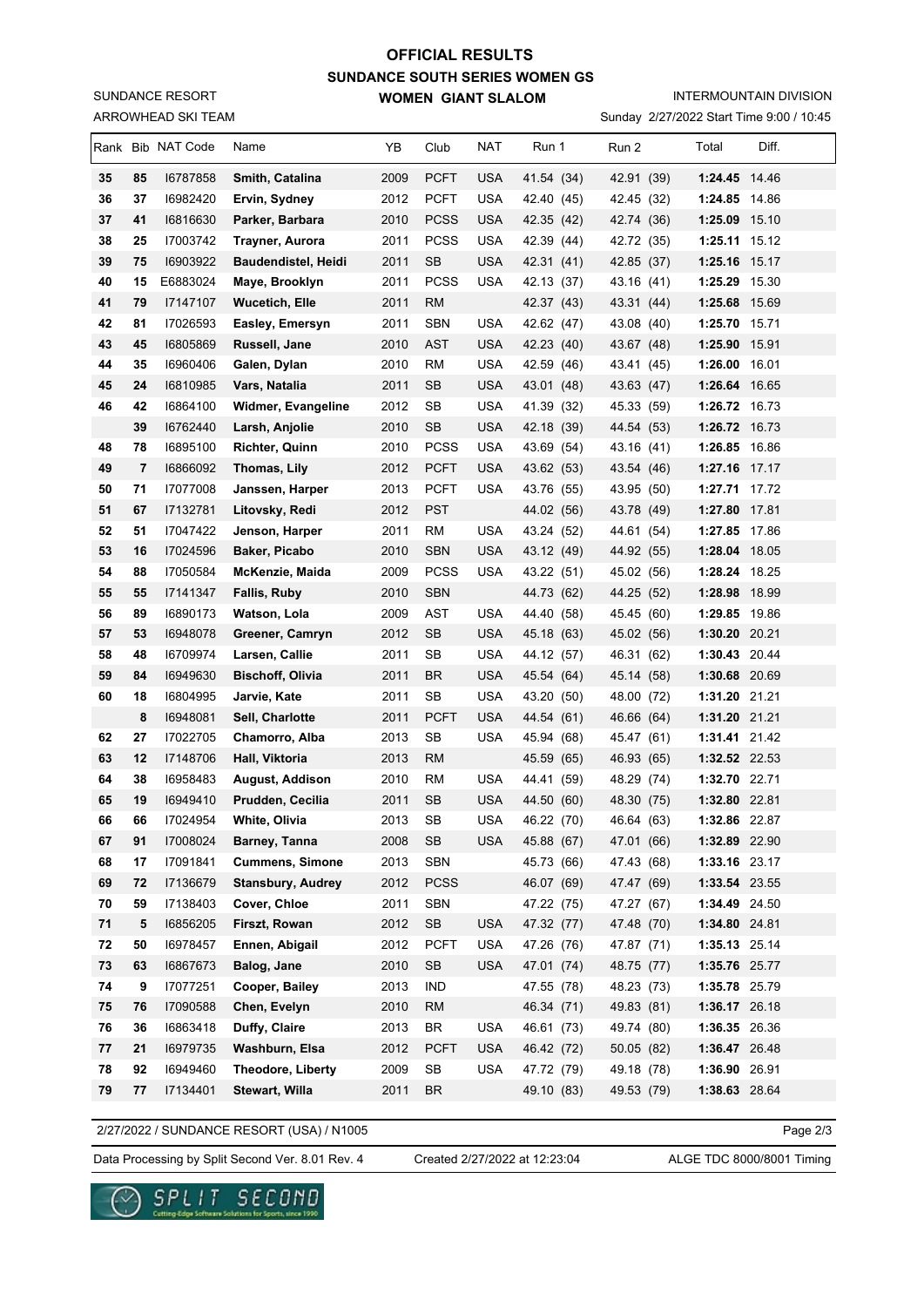# OFFICIAL RESULTS

## SUNDANCE SOUTH SERIES WOMEN GS

### WOMEN GIANT SLALOM

SUNDANCE RESORT
ARROWHEAD SKI TEAM

INTERMOUNTAIN DIVISION
Sunday 2/27/2022 Start Time 9:00 / 10:45

| Rank | Bib | NAT Code | Name | YB | Club | NAT | Run 1 | Run 2 | Total | Diff. |
|---|---|---|---|---|---|---|---|---|---|---|
| 35 | 85 | I6787858 | **Smith, Catalina** | 2009 | PCFT | USA | 41.54 (34) | 42.91 (39) | **1:24.45** | 14.46 |
| 36 | 37 | I6982420 | **Ervin, Sydney** | 2012 | PCFT | USA | 42.40 (45) | 42.45 (32) | **1:24.85** | 14.86 |
| 37 | 41 | I6816630 | **Parker, Barbara** | 2010 | PCSS | USA | 42.35 (42) | 42.74 (36) | **1:25.09** | 15.10 |
| 38 | 25 | I7003742 | **Trayner, Aurora** | 2011 | PCSS | USA | 42.39 (44) | 42.72 (35) | **1:25.11** | 15.12 |
| 39 | 75 | I6903922 | **Baudendistel, Heidi** | 2011 | SB | USA | 42.31 (41) | 42.85 (37) | **1:25.16** | 15.17 |
| 40 | 15 | E6883024 | **Maye, Brooklyn** | 2011 | PCSS | USA | 42.13 (37) | 43.16 (41) | **1:25.29** | 15.30 |
| 41 | 79 | I7147107 | **Wucetich, Elle** | 2011 | RM | | 42.37 (43) | 43.31 (44) | **1:25.68** | 15.69 |
| 42 | 81 | I7026593 | **Easley, Emersyn** | 2011 | SBN | USA | 42.62 (47) | 43.08 (40) | **1:25.70** | 15.71 |
| 43 | 45 | I6805869 | **Russell, Jane** | 2010 | AST | USA | 42.23 (40) | 43.67 (48) | **1:25.90** | 15.91 |
| 44 | 35 | I6960406 | **Galen, Dylan** | 2010 | RM | USA | 42.59 (46) | 43.41 (45) | **1:26.00** | 16.01 |
| 45 | 24 | I6810985 | **Vars, Natalia** | 2011 | SB | USA | 43.01 (48) | 43.63 (47) | **1:26.64** | 16.65 |
| 46 | 42 | I6864100 | **Widmer, Evangeline** | 2012 | SB | USA | 41.39 (32) | 45.33 (59) | **1:26.72** | 16.73 |
| | 39 | I6762440 | **Larsh, Anjolie** | 2010 | SB | USA | 42.18 (39) | 44.54 (53) | **1:26.72** | 16.73 |
| 48 | 78 | I6895100 | **Richter, Quinn** | 2010 | PCSS | USA | 43.69 (54) | 43.16 (41) | **1:26.85** | 16.86 |
| 49 | 7 | I6866092 | **Thomas, Lily** | 2012 | PCFT | USA | 43.62 (53) | 43.54 (46) | **1:27.16** | 17.17 |
| 50 | 71 | I7077008 | **Janssen, Harper** | 2013 | PCFT | USA | 43.76 (55) | 43.95 (50) | **1:27.71** | 17.72 |
| 51 | 67 | I7132781 | **Litovsky, Redi** | 2012 | PST | | 44.02 (56) | 43.78 (49) | **1:27.80** | 17.81 |
| 52 | 51 | I7047422 | **Jenson, Harper** | 2011 | RM | USA | 43.24 (52) | 44.61 (54) | **1:27.85** | 17.86 |
| 53 | 16 | I7024596 | **Baker, Picabo** | 2010 | SBN | USA | 43.12 (49) | 44.92 (55) | **1:28.04** | 18.05 |
| 54 | 88 | I7050584 | **McKenzie, Maida** | 2009 | PCSS | USA | 43.22 (51) | 45.02 (56) | **1:28.24** | 18.25 |
| 55 | 55 | I7141347 | **Fallis, Ruby** | 2010 | SBN | | 44.73 (62) | 44.25 (52) | **1:28.98** | 18.99 |
| 56 | 89 | I6890173 | **Watson, Lola** | 2009 | AST | USA | 44.40 (58) | 45.45 (60) | **1:29.85** | 19.86 |
| 57 | 53 | I6948078 | **Greener, Camryn** | 2012 | SB | USA | 45.18 (63) | 45.02 (56) | **1:30.20** | 20.21 |
| 58 | 48 | I6709974 | **Larsen, Callie** | 2011 | SB | USA | 44.12 (57) | 46.31 (62) | **1:30.43** | 20.44 |
| 59 | 84 | I6949630 | **Bischoff, Olivia** | 2011 | BR | USA | 45.54 (64) | 45.14 (58) | **1:30.68** | 20.69 |
| 60 | 18 | I6804995 | **Jarvie, Kate** | 2011 | SB | USA | 43.20 (50) | 48.00 (72) | **1:31.20** | 21.21 |
| | 8 | I6948081 | **Sell, Charlotte** | 2011 | PCFT | USA | 44.54 (61) | 46.66 (64) | **1:31.20** | 21.21 |
| 62 | 27 | I7022705 | **Chamorro, Alba** | 2013 | SB | USA | 45.94 (68) | 45.47 (61) | **1:31.41** | 21.42 |
| 63 | 12 | I7148706 | **Hall, Viktoria** | 2013 | RM | | 45.59 (65) | 46.93 (65) | **1:32.52** | 22.53 |
| 64 | 38 | I6958483 | **August, Addison** | 2010 | RM | USA | 44.41 (59) | 48.29 (74) | **1:32.70** | 22.71 |
| 65 | 19 | I6949410 | **Prudden, Cecilia** | 2011 | SB | USA | 44.50 (60) | 48.30 (75) | **1:32.80** | 22.81 |
| 66 | 66 | I7024954 | **White, Olivia** | 2013 | SB | USA | 46.22 (70) | 46.64 (63) | **1:32.86** | 22.87 |
| 67 | 91 | I7008024 | **Barney, Tanna** | 2008 | SB | USA | 45.88 (67) | 47.01 (66) | **1:32.89** | 22.90 |
| 68 | 17 | I7091841 | **Cummens, Simone** | 2013 | SBN | | 45.73 (66) | 47.43 (68) | **1:33.16** | 23.17 |
| 69 | 72 | I7136679 | **Stansbury, Audrey** | 2012 | PCSS | | 46.07 (69) | 47.47 (69) | **1:33.54** | 23.55 |
| 70 | 59 | I7138403 | **Cover, Chloe** | 2011 | SBN | | 47.22 (75) | 47.27 (67) | **1:34.49** | 24.50 |
| 71 | 5 | I6856205 | **Firszt, Rowan** | 2012 | SB | USA | 47.32 (77) | 47.48 (70) | **1:34.80** | 24.81 |
| 72 | 50 | I6978457 | **Ennen, Abigail** | 2012 | PCFT | USA | 47.26 (76) | 47.87 (71) | **1:35.13** | 25.14 |
| 73 | 63 | I6867673 | **Balog, Jane** | 2010 | SB | USA | 47.01 (74) | 48.75 (77) | **1:35.76** | 25.77 |
| 74 | 9 | I7077251 | **Cooper, Bailey** | 2013 | IND | | 47.55 (78) | 48.23 (73) | **1:35.78** | 25.79 |
| 75 | 76 | I7090588 | **Chen, Evelyn** | 2010 | RM | | 46.34 (71) | 49.83 (81) | **1:36.17** | 26.18 |
| 76 | 36 | I6863418 | **Duffy, Claire** | 2013 | BR | USA | 46.61 (73) | 49.74 (80) | **1:36.35** | 26.36 |
| 77 | 21 | I6979735 | **Washburn, Elsa** | 2012 | PCFT | USA | 46.42 (72) | 50.05 (82) | **1:36.47** | 26.48 |
| 78 | 92 | I6949460 | **Theodore, Liberty** | 2009 | SB | USA | 47.72 (79) | 49.18 (78) | **1:36.90** | 26.91 |
| 79 | 77 | I7134401 | **Stewart, Willa** | 2011 | BR | | 49.10 (83) | 49.53 (79) | **1:38.63** | 28.64 |

2/27/2022 / SUNDANCE RESORT (USA) / N1005

Data Processing by Split Second Ver. 8.01 Rev. 4 — Created 2/27/2022 at 12:23:04 — ALGE TDC 8000/8001 Timing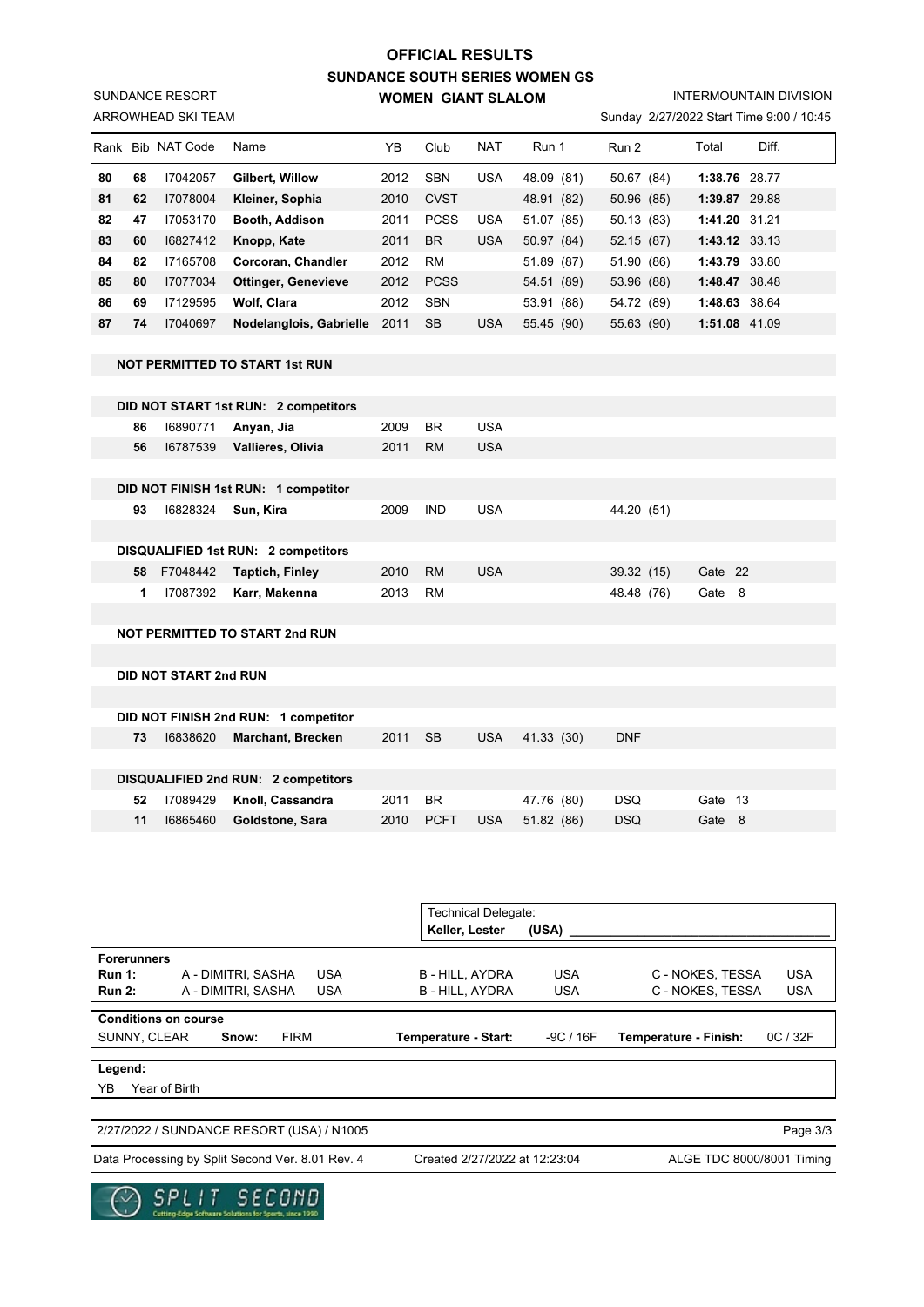# OFFICIAL RESULTS

## SUNDANCE SOUTH SERIES WOMEN GS

SUNDANCE RESORT
ARROWHEAD SKI TEAM

**WOMEN GIANT SLALOM**

INTERMOUNTAIN DIVISION
Sunday 2/27/2022 Start Time 9:00 / 10:45

| Rank | Bib | NAT Code | Name | YB | Club | NAT | Run 1 | Run 2 | Total | Diff. |
|---|---|---|---|---|---|---|---|---|---|---|
| **80** | **68** | I7042057 | **Gilbert, Willow** | 2012 | SBN | USA | 48.09 (81) | 50.67 (84) | **1:38.76** | 28.77 |
| **81** | **62** | I7078004 | **Kleiner, Sophia** | 2010 | CVST | | 48.91 (82) | 50.96 (85) | **1:39.87** | 29.88 |
| **82** | **47** | I7053170 | **Booth, Addison** | 2011 | PCSS | USA | 51.07 (85) | 50.13 (83) | **1:41.20** | 31.21 |
| **83** | **60** | I6827412 | **Knopp, Kate** | 2011 | BR | USA | 50.97 (84) | 52.15 (87) | **1:43.12** | 33.13 |
| **84** | **82** | I7165708 | **Corcoran, Chandler** | 2012 | RM | | 51.89 (87) | 51.90 (86) | **1:43.79** | 33.80 |
| **85** | **80** | I7077034 | **Ottinger, Genevieve** | 2012 | PCSS | | 54.51 (89) | 53.96 (88) | **1:48.47** | 38.48 |
| **86** | **69** | I7129595 | **Wolf, Clara** | 2012 | SBN | | 53.91 (88) | 54.72 (89) | **1:48.63** | 38.64 |
| **87** | **74** | I7040697 | **Nodelanglois, Gabrielle** | 2011 | SB | USA | 55.45 (90) | 55.63 (90) | **1:51.08** | 41.09 |

**NOT PERMITTED TO START 1st RUN**

**DID NOT START 1st RUN: 2 competitors**

| Bib | NAT Code | Name | YB | Club | NAT | Run 1 | Run 2 | Total |
|---|---|---|---|---|---|---|---|---|
| **86** | I6890771 | **Anyan, Jia** | 2009 | BR | USA | | | |
| **56** | I6787539 | **Vallieres, Olivia** | 2011 | RM | USA | | | |

**DID NOT FINISH 1st RUN: 1 competitor**

| Bib | NAT Code | Name | YB | Club | NAT | Run 1 | Run 2 | Total |
|---|---|---|---|---|---|---|---|---|
| **93** | I6828324 | **Sun, Kira** | 2009 | IND | USA | | 44.20 (51) | |

**DISQUALIFIED 1st RUN: 2 competitors**

| Bib | NAT Code | Name | YB | Club | NAT | Run 1 | Run 2 | Total |
|---|---|---|---|---|---|---|---|---|
| **58** | F7048442 | **Taptich, Finley** | 2010 | RM | USA | | 39.32 (15) | Gate 22 |
| **1** | I7087392 | **Karr, Makenna** | 2013 | RM | | | 48.48 (76) | Gate 8 |

**NOT PERMITTED TO START 2nd RUN**

**DID NOT START 2nd RUN**

**DID NOT FINISH 2nd RUN: 1 competitor**

| Bib | NAT Code | Name | YB | Club | NAT | Run 1 | Run 2 | Total |
|---|---|---|---|---|---|---|---|---|
| **73** | I6838620 | **Marchant, Brecken** | 2011 | SB | USA | 41.33 (30) | DNF | |

**DISQUALIFIED 2nd RUN: 2 competitors**

| Bib | NAT Code | Name | YB | Club | NAT | Run 1 | Run 2 | Total |
|---|---|---|---|---|---|---|---|---|
| **52** | I7089429 | **Knoll, Cassandra** | 2011 | BR | | 47.76 (80) | DSQ | Gate 13 |
| **11** | I6865460 | **Goldstone, Sara** | 2010 | PCFT | USA | 51.82 (86) | DSQ | Gate 8 |

Technical Delegate:
**Keller, Lester** (USA)

**Forerunners**

| | | | | | | |
|---|---|---|---|---|---|---|
| **Run 1:** | A - DIMITRI, SASHA | USA | B - HILL, AYDRA | USA | C - NOKES, TESSA | USA |
| **Run 2:** | A - DIMITRI, SASHA | USA | B - HILL, AYDRA | USA | C - NOKES, TESSA | USA |

**Conditions on course**

SUNNY, CLEAR **Snow:** FIRM **Temperature - Start:** -9C / 16F **Temperature - Finish:** 0C / 32F

**Legend:**

YB Year of Birth

2/27/2022 / SUNDANCE RESORT (USA) / N1005

Data Processing by Split Second Ver. 8.01 Rev. 4 Created 2/27/2022 at 12:23:04 ALGE TDC 8000/8001 Timing